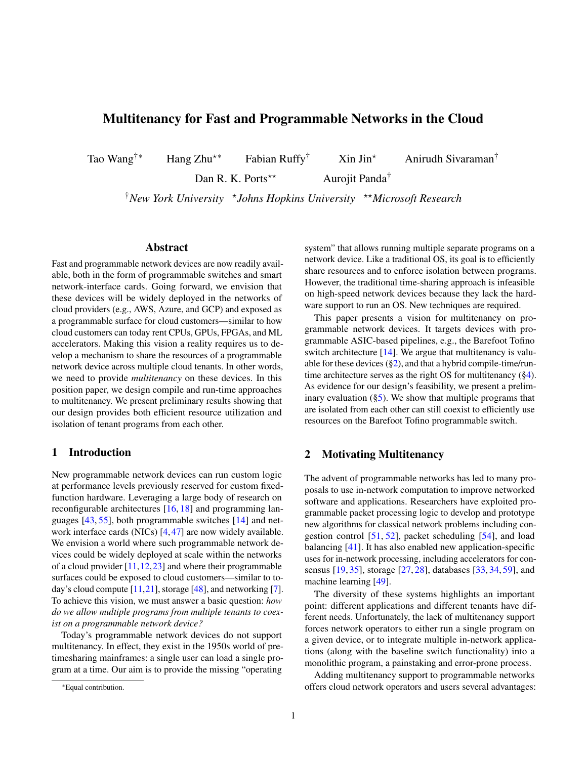# Multitenancy for Fast and Programmable Networks in the Cloud

Tao Wang[†*] Hang Zhu[**] Fabian Ruffy[†] Xin Jin[⋆] Anirudh Sivaraman[†]

Dan R. K. Ports[⋆⋆] Aurojit Panda[†]

[†]*New York University* [⋆]*Johns Hopkins University* [⋆⋆]*Microsoft Research*

## Abstract

Fast and programmable network devices are now readily available, both in the form of programmable switches and smart network-interface cards. Going forward, we envision that these devices will be widely deployed in the networks of cloud providers (e.g., AWS, Azure, and GCP) and exposed as a programmable surface for cloud customers—similar to how cloud customers can today rent CPUs, GPUs, FPGAs, and ML accelerators. Making this vision a reality requires us to develop a mechanism to share the resources of a programmable network device across multiple cloud tenants. In other words, we need to provide *multitenancy* on these devices. In this position paper, we design compile and run-time approaches to multitenancy. We present preliminary results showing that our design provides both efficient resource utilization and isolation of tenant programs from each other.

## 1 Introduction

New programmable network devices can run custom logic at performance levels previously reserved for custom fixed-function hardware. Leveraging a large body of research on reconfigurable architectures [16, 18] and programming languages [43, 55], both programmable switches [14] and network interface cards (NICs) [4, 47] are now widely available. We envision a world where such programmable network devices could be widely deployed at scale within the networks of a cloud provider [11, 12, 23] and where their programmable surfaces could be exposed to cloud customers—similar to today's cloud compute [11, 21], storage [48], and networking [7]. To achieve this vision, we must answer a basic question: *how do we allow multiple programs from multiple tenants to coexist on a programmable network device?*

Today's programmable network devices do not support multitenancy. In effect, they exist in the 1950s world of pre-timesharing mainframes: a single user can load a single program at a time. Our aim is to provide the missing "operating system" that allows running multiple separate programs on a network device. Like a traditional OS, its goal is to efficiently share resources and to enforce isolation between programs. However, the traditional time-sharing approach is infeasible on high-speed network devices because they lack the hardware support to run an OS. New techniques are required.

This paper presents a vision for multitenancy on programmable network devices. It targets devices with programmable ASIC-based pipelines, e.g., the Barefoot Tofino switch architecture [14]. We argue that multitenancy is valuable for these devices (§2), and that a hybrid compile-time/runtime architecture serves as the right OS for multitenancy (§4). As evidence for our design's feasibility, we present a preliminary evaluation (§5). We show that multiple programs that are isolated from each other can still coexist to efficiently use resources on the Barefoot Tofino programmable switch.

## 2 Motivating Multitenancy

The advent of programmable networks has led to many proposals to use in-network computation to improve networked software and applications. Researchers have exploited programmable packet processing logic to develop and prototype new algorithms for classical network problems including congestion control [51, 52], packet scheduling [54], and load balancing [41]. It has also enabled new application-specific uses for in-network processing, including accelerators for consensus [19, 35], storage [27, 28], databases [33, 34, 59], and machine learning [49].

The diversity of these systems highlights an important point: different applications and different tenants have different needs. Unfortunately, the lack of multitenancy support forces network operators to either run a single program on a given device, or to integrate multiple in-network applications (along with the baseline switch functionality) into a monolithic program, a painstaking and error-prone process.

Adding multitenancy support to programmable networks offers cloud network operators and users several advantages:

*Equal contribution.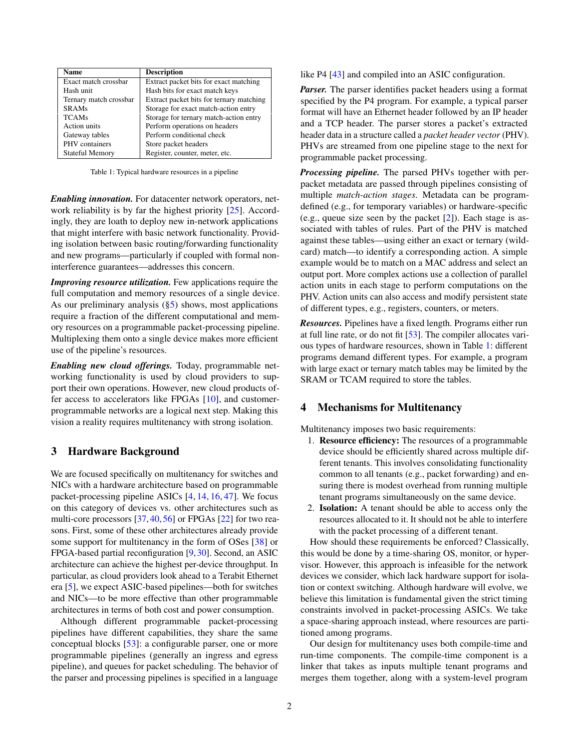| Name | Description |
|---|---|
| Exact match crossbar | Extract packet bits for exact matching |
| Hash unit | Hash bits for exact match keys |
| Ternary match crossbar | Extract packet bits for ternary matching |
| SRAMs | Storage for exact match-action entry |
| TCAMs | Storage for ternary match-action entry |
| Action units | Perform operations on headers |
| Gateway tables | Perform conditional check |
| PHV containers | Store packet headers |
| Stateful Memory | Register, counter, meter, etc. |

Table 1: Typical hardware resources in a pipeline

***Enabling innovation.*** For datacenter network operators, network reliability is by far the highest priority [25]. Accordingly, they are loath to deploy new in-network applications that might interfere with basic network functionality. Providing isolation between basic routing/forwarding functionality and new programs—particularly if coupled with formal non-interference guarantees—addresses this concern.

***Improving resource utilization.*** Few applications require the full computation and memory resources of a single device. As our preliminary analysis (§5) shows, most applications require a fraction of the different computational and memory resources on a programmable packet-processing pipeline. Multiplexing them onto a single device makes more efficient use of the pipeline's resources.

***Enabling new cloud offerings.*** Today, programmable networking functionality is used by cloud providers to support their own operations. However, new cloud products offer access to accelerators like FPGAs [10], and customer-programmable networks are a logical next step. Making this vision a reality requires multitenancy with strong isolation.

## 3 Hardware Background

We are focused specifically on multitenancy for switches and NICs with a hardware architecture based on programmable packet-processing pipeline ASICs [4, 14, 16, 47]. We focus on this category of devices vs. other architectures such as multi-core processors [37, 40, 56] or FPGAs [22] for two reasons. First, some of these other architectures already provide some support for multitenancy in the form of OSes [38] or FPGA-based partial reconfiguration [9, 30]. Second, an ASIC architecture can achieve the highest per-device throughput. In particular, as cloud providers look ahead to a Terabit Ethernet era [5], we expect ASIC-based pipelines—both for switches and NICs—to be more effective than other programmable architectures in terms of both cost and power consumption.

Although different programmable packet-processing pipelines have different capabilities, they share the same conceptual blocks [53]: a configurable parser, one or more programmable pipelines (generally an ingress and egress pipeline), and queues for packet scheduling. The behavior of the parser and processing pipelines is specified in a language like P4 [43] and compiled into an ASIC configuration.

***Parser.*** The parser identifies packet headers using a format specified by the P4 program. For example, a typical parser format will have an Ethernet header followed by an IP header and a TCP header. The parser stores a packet's extracted header data in a structure called a *packet header vector* (PHV). PHVs are streamed from one pipeline stage to the next for programmable packet processing.

***Processing pipeline.*** The parsed PHVs together with per-packet metadata are passed through pipelines consisting of multiple *match-action stages*. Metadata can be program-defined (e.g., for temporary variables) or hardware-specific (e.g., queue size seen by the packet [2]). Each stage is associated with tables of rules. Part of the PHV is matched against these tables—using either an exact or ternary (wildcard) match—to identify a corresponding action. A simple example would be to match on a MAC address and select an output port. More complex actions use a collection of parallel action units in each stage to perform computations on the PHV. Action units can also access and modify persistent state of different types, e.g., registers, counters, or meters.

***Resources.*** Pipelines have a fixed length. Programs either run at full line rate, or do not fit [53]. The compiler allocates various types of hardware resources, shown in Table 1: different programs demand different types. For example, a program with large exact or ternary match tables may be limited by the SRAM or TCAM required to store the tables.

## 4 Mechanisms for Multitenancy

Multitenancy imposes two basic requirements:

1. **Resource efficiency:** The resources of a programmable device should be efficiently shared across multiple different tenants. This involves consolidating functionality common to all tenants (e.g., packet forwarding) and ensuring there is modest overhead from running multiple tenant programs simultaneously on the same device.
2. **Isolation:** A tenant should be able to access only the resources allocated to it. It should not be able to interfere with the packet processing of a different tenant.

How should these requirements be enforced? Classically, this would be done by a time-sharing OS, monitor, or hypervisor. However, this approach is infeasible for the network devices we consider, which lack hardware support for isolation or context switching. Although hardware will evolve, we believe this limitation is fundamental given the strict timing constraints involved in packet-processing ASICs. We take a space-sharing approach instead, where resources are partitioned among programs.

Our design for multitenancy uses both compile-time and run-time components. The compile-time component is a linker that takes as inputs multiple tenant programs and merges them together, along with a system-level program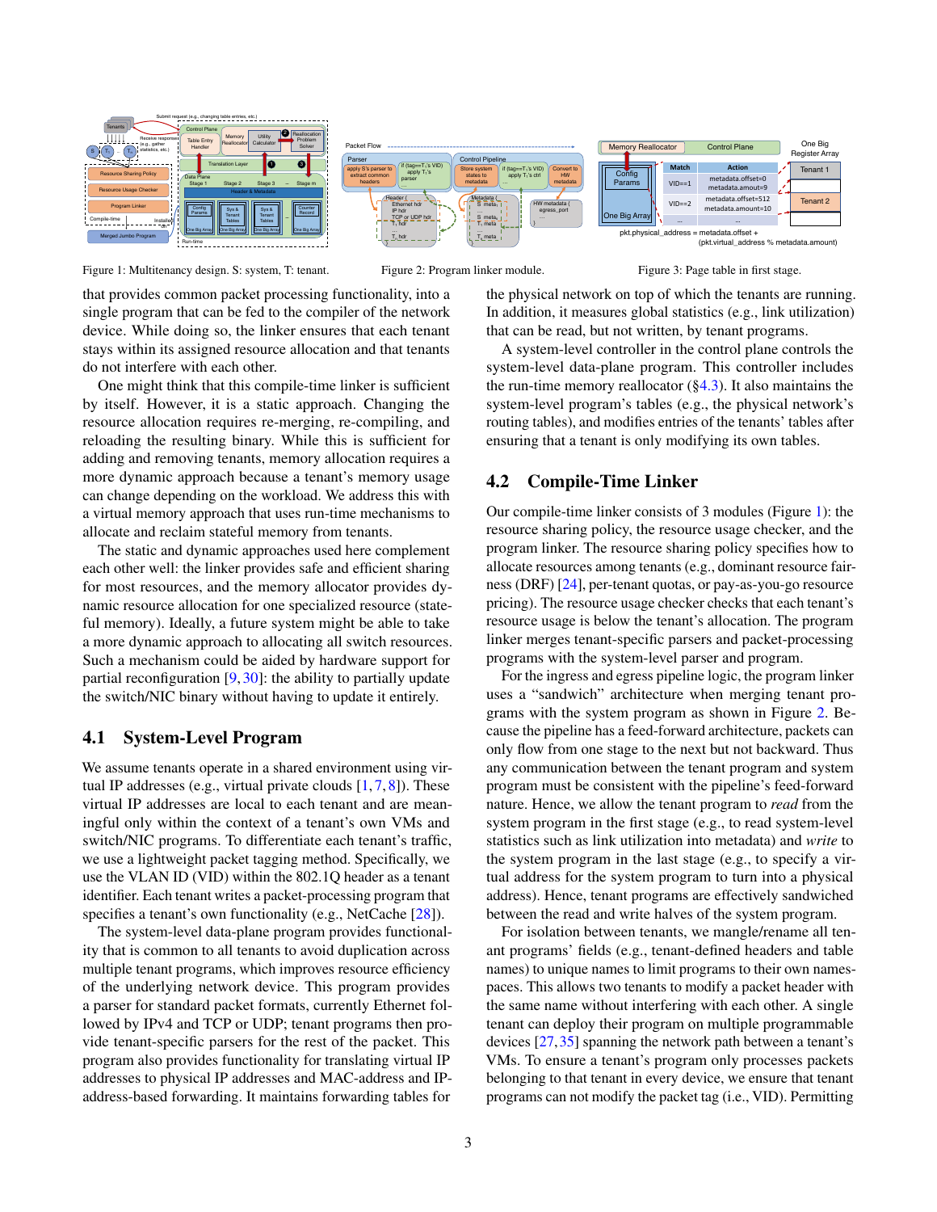Figure 1: Multitenancy design. S: system, T: tenant.

Figure 2: Program linker module.

Figure 3: Page table in first stage.

that provides common packet processing functionality, into a single program that can be fed to the compiler of the network device. While doing so, the linker ensures that each tenant stays within its assigned resource allocation and that tenants do not interfere with each other.

One might think that this compile-time linker is sufficient by itself. However, it is a static approach. Changing the resource allocation requires re-merging, re-compiling, and reloading the resulting binary. While this is sufficient for adding and removing tenants, memory allocation requires a more dynamic approach because a tenant's memory usage can change depending on the workload. We address this with a virtual memory approach that uses run-time mechanisms to allocate and reclaim stateful memory from tenants.

The static and dynamic approaches used here complement each other well: the linker provides safe and efficient sharing for most resources, and the memory allocator provides dynamic resource allocation for one specialized resource (stateful memory). Ideally, a future system might be able to take a more dynamic approach to allocating all switch resources. Such a mechanism could be aided by hardware support for partial reconfiguration [9, 30]: the ability to partially update the switch/NIC binary without having to update it entirely.

## 4.1 System-Level Program

We assume tenants operate in a shared environment using virtual IP addresses (e.g., virtual private clouds [1, 7, 8]). These virtual IP addresses are local to each tenant and are meaningful only within the context of a tenant's own VMs and switch/NIC programs. To differentiate each tenant's traffic, we use a lightweight packet tagging method. Specifically, we use the VLAN ID (VID) within the 802.1Q header as a tenant identifier. Each tenant writes a packet-processing program that specifies a tenant's own functionality (e.g., NetCache [28]).

The system-level data-plane program provides functionality that is common to all tenants to avoid duplication across multiple tenant programs, which improves resource efficiency of the underlying network device. This program provides a parser for standard packet formats, currently Ethernet followed by IPv4 and TCP or UDP; tenant programs then provide tenant-specific parsers for the rest of the packet. This program also provides functionality for translating virtual IP addresses to physical IP addresses and MAC-address and IP-address-based forwarding. It maintains forwarding tables for the physical network on top of which the tenants are running. In addition, it measures global statistics (e.g., link utilization) that can be read, but not written, by tenant programs.

A system-level controller in the control plane controls the system-level data-plane program. This controller includes the run-time memory reallocator (§4.3). It also maintains the system-level program's tables (e.g., the physical network's routing tables), and modifies entries of the tenants' tables after ensuring that a tenant is only modifying its own tables.

## 4.2 Compile-Time Linker

Our compile-time linker consists of 3 modules (Figure 1): the resource sharing policy, the resource usage checker, and the program linker. The resource sharing policy specifies how to allocate resources among tenants (e.g., dominant resource fairness (DRF) [24], per-tenant quotas, or pay-as-you-go resource pricing). The resource usage checker checks that each tenant's resource usage is below the tenant's allocation. The program linker merges tenant-specific parsers and packet-processing programs with the system-level parser and program.

For the ingress and egress pipeline logic, the program linker uses a "sandwich" architecture when merging tenant programs with the system program as shown in Figure 2. Because the pipeline has a feed-forward architecture, packets can only flow from one stage to the next but not backward. Thus any communication between the tenant program and system program must be consistent with the pipeline's feed-forward nature. Hence, we allow the tenant program to *read* from the system program in the first stage (e.g., to read system-level statistics such as link utilization into metadata) and *write* to the system program in the last stage (e.g., to specify a virtual address for the system program to turn into a physical address). Hence, tenant programs are effectively sandwiched between the read and write halves of the system program.

For isolation between tenants, we mangle/rename all tenant programs' fields (e.g., tenant-defined headers and table names) to unique names to limit programs to their own namespaces. This allows two tenants to modify a packet header with the same name without interfering with each other. A single tenant can deploy their program on multiple programmable devices [27, 35] spanning the network path between a tenant's VMs. To ensure a tenant's program only processes packets belonging to that tenant in every device, we ensure that tenant programs can not modify the packet tag (i.e., VID). Permitting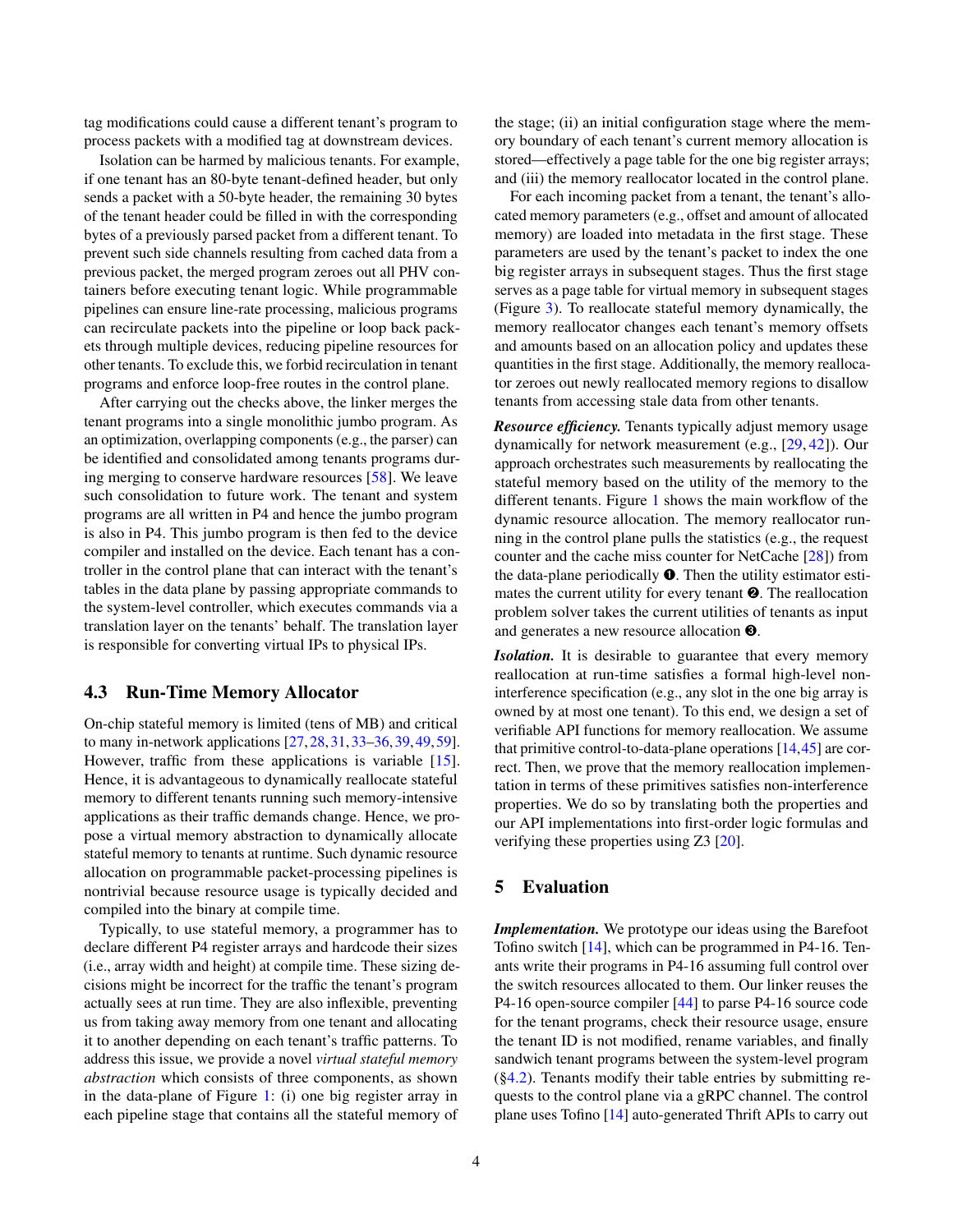tag modifications could cause a different tenant's program to process packets with a modified tag at downstream devices.

Isolation can be harmed by malicious tenants. For example, if one tenant has an 80-byte tenant-defined header, but only sends a packet with a 50-byte header, the remaining 30 bytes of the tenant header could be filled in with the corresponding bytes of a previously parsed packet from a different tenant. To prevent such side channels resulting from cached data from a previous packet, the merged program zeroes out all PHV containers before executing tenant logic. While programmable pipelines can ensure line-rate processing, malicious programs can recirculate packets into the pipeline or loop back packets through multiple devices, reducing pipeline resources for other tenants. To exclude this, we forbid recirculation in tenant programs and enforce loop-free routes in the control plane.

After carrying out the checks above, the linker merges the tenant programs into a single monolithic jumbo program. As an optimization, overlapping components (e.g., the parser) can be identified and consolidated among tenants programs during merging to conserve hardware resources [58]. We leave such consolidation to future work. The tenant and system programs are all written in P4 and hence the jumbo program is also in P4. This jumbo program is then fed to the device compiler and installed on the device. Each tenant has a controller in the control plane that can interact with the tenant's tables in the data plane by passing appropriate commands to the system-level controller, which executes commands via a translation layer on the tenants' behalf. The translation layer is responsible for converting virtual IPs to physical IPs.

## 4.3 Run-Time Memory Allocator

On-chip stateful memory is limited (tens of MB) and critical to many in-network applications [27, 28, 31, 33–36, 39, 49, 59]. However, traffic from these applications is variable [15]. Hence, it is advantageous to dynamically reallocate stateful memory to different tenants running such memory-intensive applications as their traffic demands change. Hence, we propose a virtual memory abstraction to dynamically allocate stateful memory to tenants at runtime. Such dynamic resource allocation on programmable packet-processing pipelines is nontrivial because resource usage is typically decided and compiled into the binary at compile time.

Typically, to use stateful memory, a programmer has to declare different P4 register arrays and hardcode their sizes (i.e., array width and height) at compile time. These sizing decisions might be incorrect for the traffic the tenant's program actually sees at run time. They are also inflexible, preventing us from taking away memory from one tenant and allocating it to another depending on each tenant's traffic patterns. To address this issue, we provide a novel *virtual stateful memory abstraction* which consists of three components, as shown in the data-plane of Figure 1: (i) one big register array in each pipeline stage that contains all the stateful memory of the stage; (ii) an initial configuration stage where the memory boundary of each tenant's current memory allocation is stored—effectively a page table for the one big register arrays; and (iii) the memory reallocator located in the control plane.

For each incoming packet from a tenant, the tenant's allocated memory parameters (e.g., offset and amount of allocated memory) are loaded into metadata in the first stage. These parameters are used by the tenant's packet to index the one big register arrays in subsequent stages. Thus the first stage serves as a page table for virtual memory in subsequent stages (Figure 3). To reallocate stateful memory dynamically, the memory reallocator changes each tenant's memory offsets and amounts based on an allocation policy and updates these quantities in the first stage. Additionally, the memory reallocator zeroes out newly reallocated memory regions to disallow tenants from accessing stale data from other tenants.

***Resource efficiency.*** Tenants typically adjust memory usage dynamically for network measurement (e.g., [29, 42]). Our approach orchestrates such measurements by reallocating the stateful memory based on the utility of the memory to the different tenants. Figure 1 shows the main workflow of the dynamic resource allocation. The memory reallocator running in the control plane pulls the statistics (e.g., the request counter and the cache miss counter for NetCache [28]) from the data-plane periodically ❶. Then the utility estimator estimates the current utility for every tenant ❷. The reallocation problem solver takes the current utilities of tenants as input and generates a new resource allocation ❸.

***Isolation.*** It is desirable to guarantee that every memory reallocation at run-time satisfies a formal high-level non-interference specification (e.g., any slot in the one big array is owned by at most one tenant). To this end, we design a set of verifiable API functions for memory reallocation. We assume that primitive control-to-data-plane operations [14, 45] are correct. Then, we prove that the memory reallocation implementation in terms of these primitives satisfies non-interference properties. We do so by translating both the properties and our API implementations into first-order logic formulas and verifying these properties using Z3 [20].

# 5 Evaluation

***Implementation.*** We prototype our ideas using the Barefoot Tofino switch [14], which can be programmed in P4-16. Tenants write their programs in P4-16 assuming full control over the switch resources allocated to them. Our linker reuses the P4-16 open-source compiler [44] to parse P4-16 source code for the tenant programs, check their resource usage, ensure the tenant ID is not modified, rename variables, and finally sandwich tenant programs between the system-level program (§4.2). Tenants modify their table entries by submitting requests to the control plane via a gRPC channel. The control plane uses Tofino [14] auto-generated Thrift APIs to carry out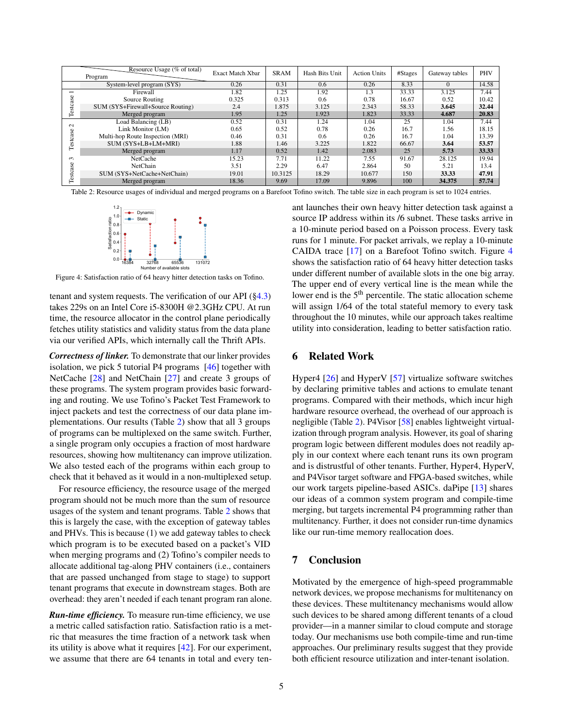| | Program | Exact Match Xbar | SRAM | Hash Bits Unit | Action Units | #Stages | Gateway tables | PHV |
|---|---|---|---|---|---|---|---|---|
| | System-level program (SYS) | 0.26 | 0.31 | 0.6 | 0.26 | 8.33 | 0 | 14.58 |
| Testcase 1 | Firewall | 1.82 | 1.25 | 1.92 | 1.3 | 33.33 | 3.125 | 7.44 |
| | Source Routing | 0.325 | 0.313 | 0.6 | 0.78 | 16.67 | 0.52 | 10.42 |
| | SUM (SYS+Firewall+Source Routing) | 2.4 | 1.875 | 3.125 | 2.343 | 58.33 | **3.645** | **32.44** |
| | Merged program | 1.95 | 1.25 | 1.923 | 1.823 | 33.33 | **4.687** | **20.83** |
| Testcase 2 | Load Balancing (LB) | 0.52 | 0.31 | 1.24 | 1.04 | 25 | 1.04 | 7.44 |
| | Link Monitor (LM) | 0.65 | 0.52 | 0.78 | 0.26 | 16.7 | 1.56 | 18.15 |
| | Multi-hop Route Inspection (MRI) | 0.46 | 0.31 | 0.6 | 0.26 | 16.7 | 1.04 | 13.39 |
| | SUM (SYS+LB+LM+MRI) | 1.88 | 1.46 | 3.225 | 1.822 | 66.67 | **3.64** | **53.57** |
| | Merged program | 1.17 | 0.52 | 1.42 | 2.083 | 25 | **5.73** | **33.33** |
| Testcase 3 | NetCache | 15.23 | 7.71 | 11.22 | 7.55 | 91.67 | 28.125 | 19.94 |
| | NetChain | 3.51 | 2.29 | 6.47 | 2.864 | 50 | 5.21 | 13.4 |
| | SUM (SYS+NetCache+NetChain) | 19.01 | 10.3125 | 18.29 | 10.677 | 150 | **33.33** | **47.91** |
| | Merged program | 18.36 | 9.69 | 17.09 | 9.896 | 100 | **34.375** | **57.74** |

Table 2: Resource usages of individual and merged programs on a Barefoot Tofino switch. The table size in each program is set to 1024 entries.

Figure 4: Satisfaction ratio of 64 heavy hitter detection tasks on Tofino.

tenant and system requests. The verification of our API (§4.3) takes 229s on an Intel Core i5-8300H @2.3GHz CPU. At run time, the resource allocator in the control plane periodically fetches utility statistics and validity status from the data plane via our verified APIs, which internally call the Thrift APIs.

***Correctness of linker.*** To demonstrate that our linker provides isolation, we pick 5 tutorial P4 programs [46] together with NetCache [28] and NetChain [27] and create 3 groups of these programs. The system program provides basic forwarding and routing. We use Tofino's Packet Test Framework to inject packets and test the correctness of our data plane implementations. Our results (Table 2) show that all 3 groups of programs can be multiplexed on the same switch. Further, a single program only occupies a fraction of most hardware resources, showing how multitenancy can improve utilization. We also tested each of the programs within each group to check that it behaved as it would in a non-multiplexed setup.

For resource efficiency, the resource usage of the merged program should not be much more than the sum of resource usages of the system and tenant programs. Table 2 shows that this is largely the case, with the exception of gateway tables and PHVs. This is because (1) we add gateway tables to check which program is to be executed based on a packet's VID when merging programs and (2) Tofino's compiler needs to allocate additional tag-along PHV containers (i.e., containers that are passed unchanged from stage to stage) to support tenant programs that execute in downstream stages. Both are overhead: they aren't needed if each tenant program ran alone.

***Run-time efficiency.*** To measure run-time efficiency, we use a metric called satisfaction ratio. Satisfaction ratio is a metric that measures the time fraction of a network task when its utility is above what it requires [42]. For our experiment, we assume that there are 64 tenants in total and every tenant launches their own heavy hitter detection task against a source IP address within its /6 subnet. These tasks arrive in a 10-minute period based on a Poisson process. Every task runs for 1 minute. For packet arrivals, we replay a 10-minute CAIDA trace [17] on a Barefoot Tofino switch. Figure 4 shows the satisfaction ratio of 64 heavy hitter detection tasks under different number of available slots in the one big array. The upper end of every vertical line is the mean while the lower end is the 5$^{th}$ percentile. The static allocation scheme will assign 1/64 of the total stateful memory to every task throughout the 10 minutes, while our approach takes realtime utility into consideration, leading to better satisfaction ratio.

## 6 Related Work

Hyper4 [26] and HyperV [57] virtualize software switches by declaring primitive tables and actions to emulate tenant programs. Compared with their methods, which incur high hardware resource overhead, the overhead of our approach is negligible (Table 2). P4Visor [58] enables lightweight virtualization through program analysis. However, its goal of sharing program logic between different modules does not readily apply in our context where each tenant runs its own program and is distrustful of other tenants. Further, Hyper4, HyperV, and P4Visor target software and FPGA-based switches, while our work targets pipeline-based ASICs. daPipe [13] shares our ideas of a common system program and compile-time merging, but targets incremental P4 programming rather than multitenancy. Further, it does not consider run-time dynamics like our run-time memory reallocation does.

## 7 Conclusion

Motivated by the emergence of high-speed programmable network devices, we propose mechanisms for multitenancy on these devices. These multitenancy mechanisms would allow such devices to be shared among different tenants of a cloud provider—in a manner similar to cloud compute and storage today. Our mechanisms use both compile-time and run-time approaches. Our preliminary results suggest that they provide both efficient resource utilization and inter-tenant isolation.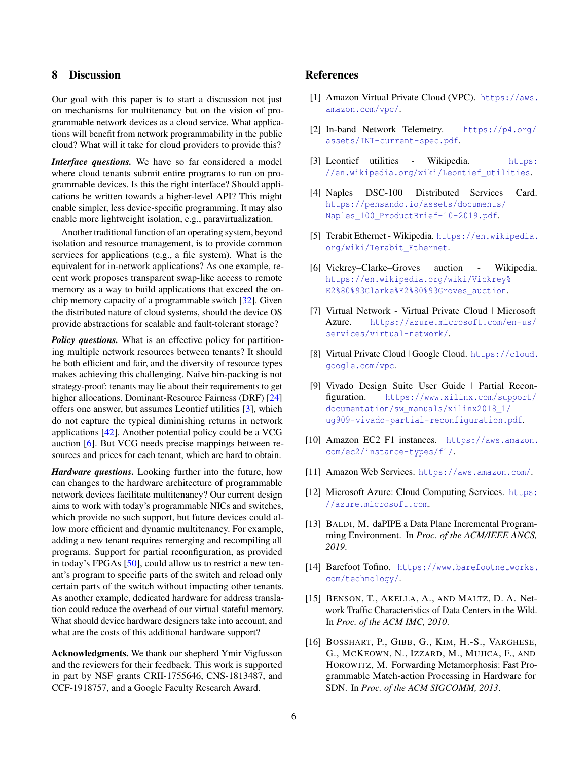## 8 Discussion

Our goal with this paper is to start a discussion not just on mechanisms for multitenancy but on the vision of programmable network devices as a cloud service. What applications will benefit from network programmability in the public cloud? What will it take for cloud providers to provide this?

***Interface questions.*** We have so far considered a model where cloud tenants submit entire programs to run on programmable devices. Is this the right interface? Should applications be written towards a higher-level API? This might enable simpler, less device-specific programming. It may also enable more lightweight isolation, e.g., paravirtualization.

Another traditional function of an operating system, beyond isolation and resource management, is to provide common services for applications (e.g., a file system). What is the equivalent for in-network applications? As one example, recent work proposes transparent swap-like access to remote memory as a way to build applications that exceed the on-chip memory capacity of a programmable switch [32]. Given the distributed nature of cloud systems, should the device OS provide abstractions for scalable and fault-tolerant storage?

***Policy questions.*** What is an effective policy for partitioning multiple network resources between tenants? It should be both efficient and fair, and the diversity of resource types makes achieving this challenging. Naïve bin-packing is not strategy-proof: tenants may lie about their requirements to get higher allocations. Dominant-Resource Fairness (DRF) [24] offers one answer, but assumes Leontief utilities [3], which do not capture the typical diminishing returns in network applications [42]. Another potential policy could be a VCG auction [6]. But VCG needs precise mappings between resources and prices for each tenant, which are hard to obtain.

***Hardware questions.*** Looking further into the future, how can changes to the hardware architecture of programmable network devices facilitate multitenancy? Our current design aims to work with today's programmable NICs and switches, which provide no such support, but future devices could allow more efficient and dynamic multitenancy. For example, adding a new tenant requires remerging and recompiling all programs. Support for partial reconfiguration, as provided in today's FPGAs [50], could allow us to restrict a new tenant's program to specific parts of the switch and reload only certain parts of the switch without impacting other tenants. As another example, dedicated hardware for address translation could reduce the overhead of our virtual stateful memory. What should device hardware designers take into account, and what are the costs of this additional hardware support?

**Acknowledgments.** We thank our shepherd Ymir Vigfusson and the reviewers for their feedback. This work is supported in part by NSF grants CRII-1755646, CNS-1813487, and CCF-1918757, and a Google Faculty Research Award.

## References

[1] Amazon Virtual Private Cloud (VPC). https://aws.amazon.com/vpc/.

[2] In-band Network Telemetry. https://p4.org/assets/INT-current-spec.pdf.

[3] Leontief utilities - Wikipedia. https://en.wikipedia.org/wiki/Leontief_utilities.

[4] Naples DSC-100 Distributed Services Card. https://pensando.io/assets/documents/Naples_100_ProductBrief-10-2019.pdf.

[5] Terabit Ethernet - Wikipedia. https://en.wikipedia.org/wiki/Terabit_Ethernet.

[6] Vickrey–Clarke–Groves auction - Wikipedia. https://en.wikipedia.org/wiki/Vickrey%E2%80%93Clarke%E2%80%93Groves_auction.

[7] Virtual Network - Virtual Private Cloud | Microsoft Azure. https://azure.microsoft.com/en-us/services/virtual-network/.

[8] Virtual Private Cloud | Google Cloud. https://cloud.google.com/vpc.

[9] Vivado Design Suite User Guide | Partial Reconfiguration. https://www.xilinx.com/support/documentation/sw_manuals/xilinx2018_1/ug909-vivado-partial-reconfiguration.pdf.

[10] Amazon EC2 F1 instances. https://aws.amazon.com/ec2/instance-types/f1/.

[11] Amazon Web Services. https://aws.amazon.com/.

[12] Microsoft Azure: Cloud Computing Services. https://azure.microsoft.com.

[13] Baldi, M. daPIPE a Data Plane Incremental Programming Environment. In *Proc. of the ACM/IEEE ANCS, 2019*.

[14] Barefoot Tofino. https://www.barefootnetworks.com/technology/.

[15] Benson, T., Akella, A., and Maltz, D. A. Network Traffic Characteristics of Data Centers in the Wild. In *Proc. of the ACM IMC, 2010*.

[16] Bosshart, P., Gibb, G., Kim, H.-S., Varghese, G., McKeown, N., Izzard, M., Mujica, F., and Horowitz, M. Forwarding Metamorphosis: Fast Programmable Match-action Processing in Hardware for SDN. In *Proc. of the ACM SIGCOMM, 2013*.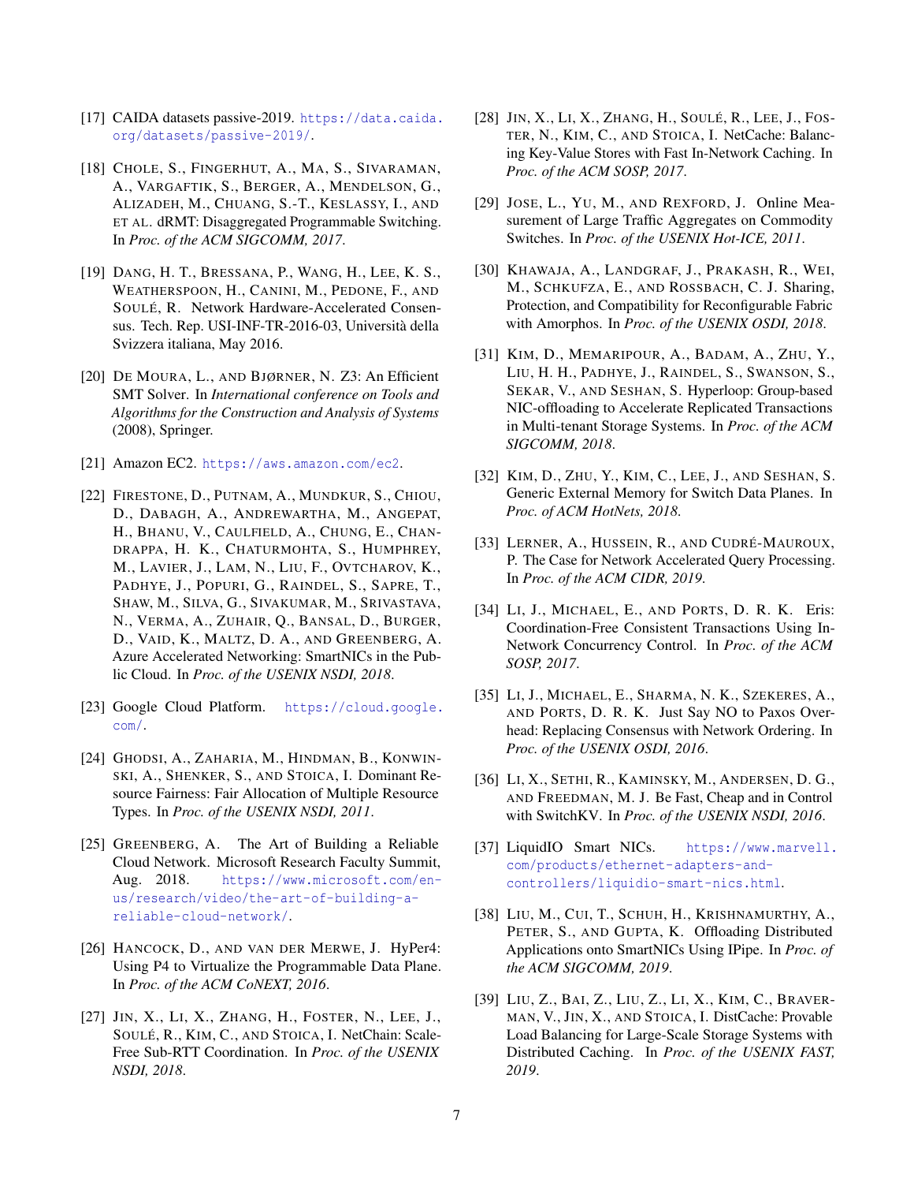[17] CAIDA datasets passive-2019. https://data.caida.org/datasets/passive-2019/.

[18] Chole, S., Fingerhut, A., Ma, S., Sivaraman, A., Vargaftik, S., Berger, A., Mendelson, G., Alizadeh, M., Chuang, S.-T., Keslassy, I., and et al. dRMT: Disaggregated Programmable Switching. In *Proc. of the ACM SIGCOMM, 2017*.

[19] Dang, H. T., Bressana, P., Wang, H., Lee, K. S., Weatherspoon, H., Canini, M., Pedone, F., and Soulé, R. Network Hardware-Accelerated Consensus. Tech. Rep. USI-INF-TR-2016-03, Università della Svizzera italiana, May 2016.

[20] De Moura, L., and Bjørner, N. Z3: An Efficient SMT Solver. In *International conference on Tools and Algorithms for the Construction and Analysis of Systems* (2008), Springer.

[21] Amazon EC2. https://aws.amazon.com/ec2.

[22] Firestone, D., Putnam, A., Mundkur, S., Chiou, D., Dabagh, A., Andrewartha, M., Angepat, H., Bhanu, V., Caulfield, A., Chung, E., Chandrappa, H. K., Chaturmohta, S., Humphrey, M., Lavier, J., Lam, N., Liu, F., Ovtcharov, K., Padhye, J., Popuri, G., Raindel, S., Sapre, T., Shaw, M., Silva, G., Sivakumar, M., Srivastava, N., Verma, A., Zuhair, Q., Bansal, D., Burger, D., Vaid, K., Maltz, D. A., and Greenberg, A. Azure Accelerated Networking: SmartNICs in the Public Cloud. In *Proc. of the USENIX NSDI, 2018*.

[23] Google Cloud Platform. https://cloud.google.com/.

[24] Ghodsi, A., Zaharia, M., Hindman, B., Konwinski, A., Shenker, S., and Stoica, I. Dominant Resource Fairness: Fair Allocation of Multiple Resource Types. In *Proc. of the USENIX NSDI, 2011*.

[25] Greenberg, A. The Art of Building a Reliable Cloud Network. Microsoft Research Faculty Summit, Aug. 2018. https://www.microsoft.com/en-us/research/video/the-art-of-building-a-reliable-cloud-network/.

[26] Hancock, D., and van der Merwe, J. HyPer4: Using P4 to Virtualize the Programmable Data Plane. In *Proc. of the ACM CoNEXT, 2016*.

[27] Jin, X., Li, X., Zhang, H., Foster, N., Lee, J., Soulé, R., Kim, C., and Stoica, I. NetChain: Scale-Free Sub-RTT Coordination. In *Proc. of the USENIX NSDI, 2018*.

[28] Jin, X., Li, X., Zhang, H., Soulé, R., Lee, J., Foster, N., Kim, C., and Stoica, I. NetCache: Balancing Key-Value Stores with Fast In-Network Caching. In *Proc. of the ACM SOSP, 2017*.

[29] Jose, L., Yu, M., and Rexford, J. Online Measurement of Large Traffic Aggregates on Commodity Switches. In *Proc. of the USENIX Hot-ICE, 2011*.

[30] Khawaja, A., Landgraf, J., Prakash, R., Wei, M., Schkufza, E., and Rossbach, C. J. Sharing, Protection, and Compatibility for Reconfigurable Fabric with Amorphos. In *Proc. of the USENIX OSDI, 2018*.

[31] Kim, D., Memaripour, A., Badam, A., Zhu, Y., Liu, H. H., Padhye, J., Raindel, S., Swanson, S., Sekar, V., and Seshan, S. Hyperloop: Group-based NIC-offloading to Accelerate Replicated Transactions in Multi-tenant Storage Systems. In *Proc. of the ACM SIGCOMM, 2018*.

[32] Kim, D., Zhu, Y., Kim, C., Lee, J., and Seshan, S. Generic External Memory for Switch Data Planes. In *Proc. of ACM HotNets, 2018*.

[33] Lerner, A., Hussein, R., and Cudré-Mauroux, P. The Case for Network Accelerated Query Processing. In *Proc. of the ACM CIDR, 2019*.

[34] Li, J., Michael, E., and Ports, D. R. K. Eris: Coordination-Free Consistent Transactions Using In-Network Concurrency Control. In *Proc. of the ACM SOSP, 2017*.

[35] Li, J., Michael, E., Sharma, N. K., Szekeres, A., and Ports, D. R. K. Just Say NO to Paxos Overhead: Replacing Consensus with Network Ordering. In *Proc. of the USENIX OSDI, 2016*.

[36] Li, X., Sethi, R., Kaminsky, M., Andersen, D. G., and Freedman, M. J. Be Fast, Cheap and in Control with SwitchKV. In *Proc. of the USENIX NSDI, 2016*.

[37] LiquidIO Smart NICs. https://www.marvell.com/products/ethernet-adapters-and-controllers/liquidio-smart-nics.html.

[38] Liu, M., Cui, T., Schuh, H., Krishnamurthy, A., Peter, S., and Gupta, K. Offloading Distributed Applications onto SmartNICs Using IPipe. In *Proc. of the ACM SIGCOMM, 2019*.

[39] Liu, Z., Bai, Z., Liu, Z., Li, X., Kim, C., Braverman, V., Jin, X., and Stoica, I. DistCache: Provable Load Balancing for Large-Scale Storage Systems with Distributed Caching. In *Proc. of the USENIX FAST, 2019*.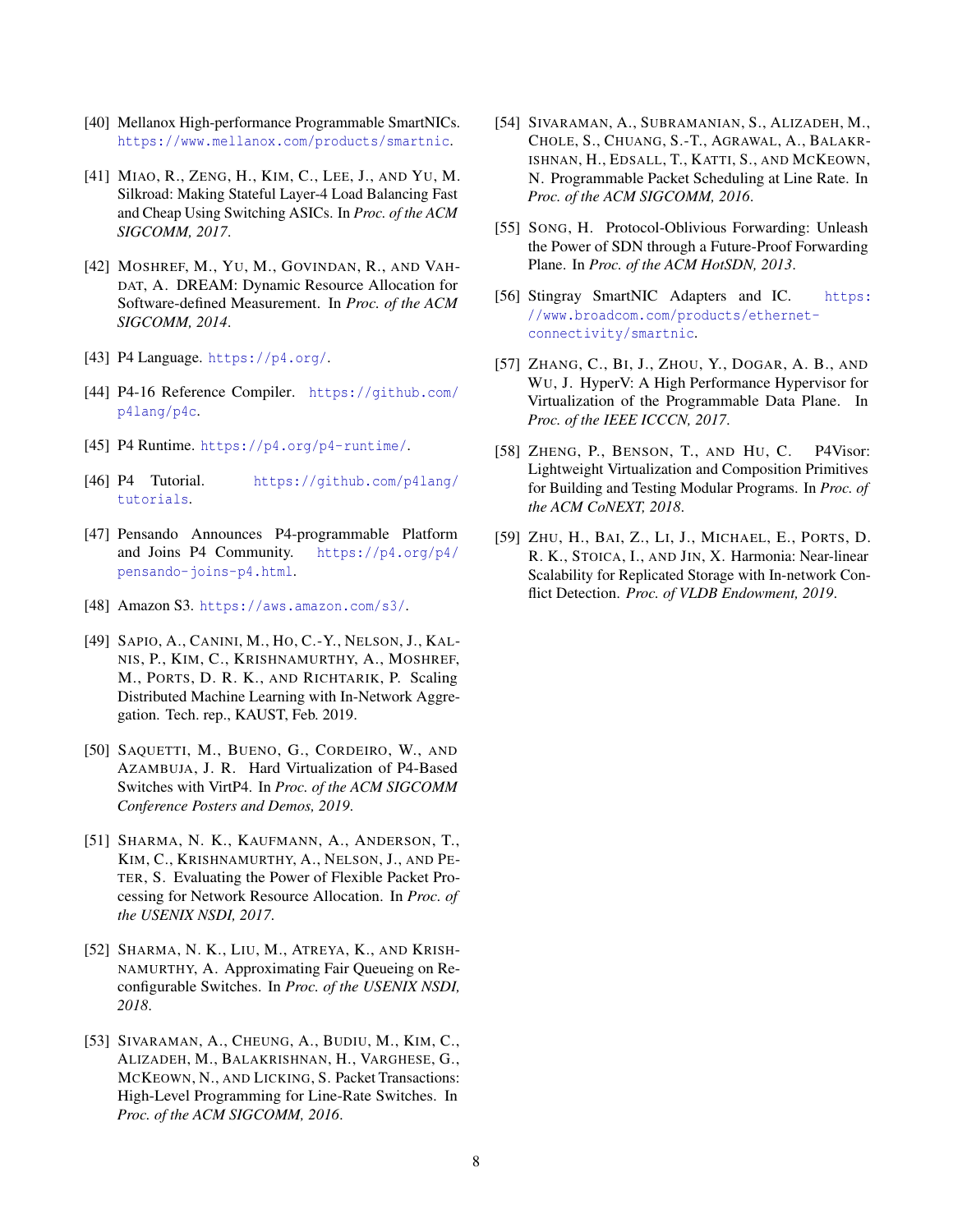[40] Mellanox High-performance Programmable SmartNICs. https://www.mellanox.com/products/smartnic.

[41] Miao, R., Zeng, H., Kim, C., Lee, J., and Yu, M. Silkroad: Making Stateful Layer-4 Load Balancing Fast and Cheap Using Switching ASICs. In *Proc. of the ACM SIGCOMM, 2017*.

[42] Moshref, M., Yu, M., Govindan, R., and Vahdat, A. DREAM: Dynamic Resource Allocation for Software-defined Measurement. In *Proc. of the ACM SIGCOMM, 2014*.

[43] P4 Language. https://p4.org/.

[44] P4-16 Reference Compiler. https://github.com/p4lang/p4c.

[45] P4 Runtime. https://p4.org/p4-runtime/.

[46] P4 Tutorial. https://github.com/p4lang/tutorials.

[47] Pensando Announces P4-programmable Platform and Joins P4 Community. https://p4.org/p4/pensando-joins-p4.html.

[48] Amazon S3. https://aws.amazon.com/s3/.

[49] Sapio, A., Canini, M., Ho, C.-Y., Nelson, J., Kalnis, P., Kim, C., Krishnamurthy, A., Moshref, M., Ports, D. R. K., and Richtarik, P. Scaling Distributed Machine Learning with In-Network Aggregation. Tech. rep., KAUST, Feb. 2019.

[50] Saquetti, M., Bueno, G., Cordeiro, W., and Azambuja, J. R. Hard Virtualization of P4-Based Switches with VirtP4. In *Proc. of the ACM SIGCOMM Conference Posters and Demos, 2019*.

[51] Sharma, N. K., Kaufmann, A., Anderson, T., Kim, C., Krishnamurthy, A., Nelson, J., and Peter, S. Evaluating the Power of Flexible Packet Processing for Network Resource Allocation. In *Proc. of the USENIX NSDI, 2017*.

[52] Sharma, N. K., Liu, M., Atreya, K., and Krishnamurthy, A. Approximating Fair Queueing on Reconfigurable Switches. In *Proc. of the USENIX NSDI, 2018*.

[53] Sivaraman, A., Cheung, A., Budiu, M., Kim, C., Alizadeh, M., Balakrishnan, H., Varghese, G., McKeown, N., and Licking, S. Packet Transactions: High-Level Programming for Line-Rate Switches. In *Proc. of the ACM SIGCOMM, 2016*.

[54] Sivaraman, A., Subramanian, S., Alizadeh, M., Chole, S., Chuang, S.-T., Agrawal, A., Balakrishnan, H., Edsall, T., Katti, S., and McKeown, N. Programmable Packet Scheduling at Line Rate. In *Proc. of the ACM SIGCOMM, 2016*.

[55] Song, H. Protocol-Oblivious Forwarding: Unleash the Power of SDN through a Future-Proof Forwarding Plane. In *Proc. of the ACM HotSDN, 2013*.

[56] Stingray SmartNIC Adapters and IC. https://www.broadcom.com/products/ethernet-connectivity/smartnic.

[57] Zhang, C., Bi, J., Zhou, Y., Dogar, A. B., and Wu, J. HyperV: A High Performance Hypervisor for Virtualization of the Programmable Data Plane. In *Proc. of the IEEE ICCCN, 2017*.

[58] Zheng, P., Benson, T., and Hu, C. P4Visor: Lightweight Virtualization and Composition Primitives for Building and Testing Modular Programs. In *Proc. of the ACM CoNEXT, 2018*.

[59] Zhu, H., Bai, Z., Li, J., Michael, E., Ports, D. R. K., Stoica, I., and Jin, X. Harmonia: Near-linear Scalability for Replicated Storage with In-network Conflict Detection. *Proc. of VLDB Endowment, 2019*.